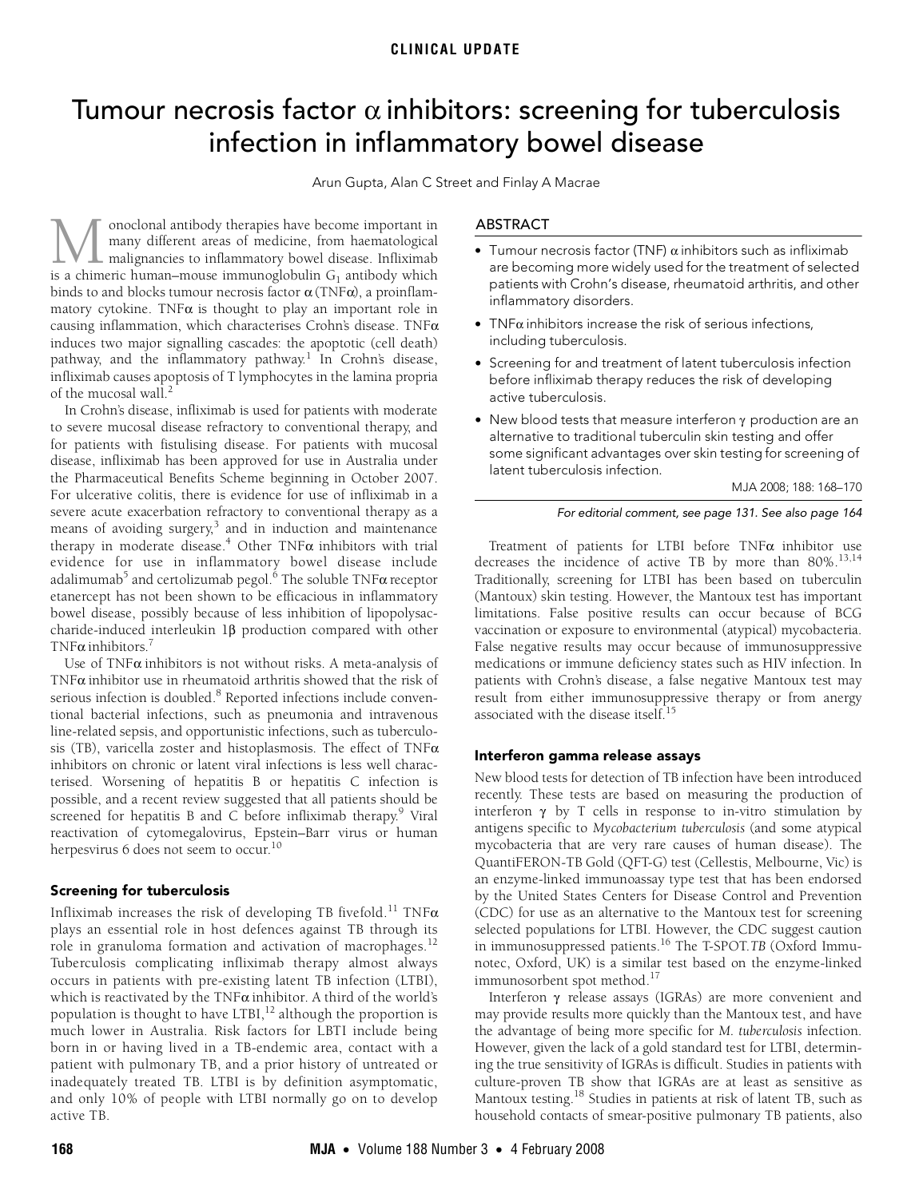CLINICAL UPDATE

# Tumour necrosis factor α inhibitors: screening for tuberculosis infection in inflammatory bowel disease

Arun Gupta, Alan C Street and Finlay A Macrae

## ABSTRACT

- Tumour necrosis factor (TNF) α inhibitors such as infliximab are becoming more widely used for the treatment of selected patients with Crohn's disease, rheumatoid arthritis, and other inflammatory disorders.
- TNFα inhibitors increase the risk of serious infections, including tuberculosis.
- Screening for and treatment of latent tuberculosis infection before infliximab therapy reduces the risk of developing active tuberculosis.
- New blood tests that measure interferon γ production are an alternative to traditional tuberculin skin testing and offer some significant advantages over skin testing for screening of latent tuberculosis infection.

MJA 2008; 188: 168–170

*For editorial comment, see page 131. See also page 164*

Monoclonal antibody therapies have become important in many different areas of medicine, from haematological malignancies to inflammatory bowel disease. Infliximab is a chimeric human–mouse immunoglobulin $G_1$ antibody which binds to and blocks tumour necrosis factor α (TNFα), a proinflammatory cytokine. TNFα is thought to play an important role in causing inflammation, which characterises Crohn's disease. TNFα induces two major signalling cascades: the apoptotic (cell death) pathway, and the inflammatory pathway.[1] In Crohn's disease, infliximab causes apoptosis of T lymphocytes in the lamina propria of the mucosal wall.[2]

In Crohn's disease, infliximab is used for patients with moderate to severe mucosal disease refractory to conventional therapy, and for patients with fistulising disease. For patients with mucosal disease, infliximab has been approved for use in Australia under the Pharmaceutical Benefits Scheme beginning in October 2007. For ulcerative colitis, there is evidence for use of infliximab in a severe acute exacerbation refractory to conventional therapy as a means of avoiding surgery,[3] and in induction and maintenance therapy in moderate disease.[4] Other TNFα inhibitors with trial evidence for use in inflammatory bowel disease include adalimumab[5] and certolizumab pegol.[6] The soluble TNFα receptor etanercept has not been shown to be efficacious in inflammatory bowel disease, possibly because of less inhibition of lipopolysaccharide-induced interleukin 1β production compared with other TNFα inhibitors.[7]

Use of TNFα inhibitors is not without risks. A meta-analysis of TNFα inhibitor use in rheumatoid arthritis showed that the risk of serious infection is doubled.[8] Reported infections include conventional bacterial infections, such as pneumonia and intravenous line-related sepsis, and opportunistic infections, such as tuberculosis (TB), varicella zoster and histoplasmosis. The effect of TNFα inhibitors on chronic or latent viral infections is less well characterised. Worsening of hepatitis B or hepatitis C infection is possible, and a recent review suggested that all patients should be screened for hepatitis B and C before infliximab therapy.[9] Viral reactivation of cytomegalovirus, Epstein–Barr virus or human herpesvirus 6 does not seem to occur.[10]

### Screening for tuberculosis

Infliximab increases the risk of developing TB fivefold.[11] TNFα plays an essential role in host defences against TB through its role in granuloma formation and activation of macrophages.[12] Tuberculosis complicating infliximab therapy almost always occurs in patients with pre-existing latent TB infection (LTBI), which is reactivated by the TNFα inhibitor. A third of the world's population is thought to have LTBI,[12] although the proportion is much lower in Australia. Risk factors for LBTI include being born in or having lived in a TB-endemic area, contact with a patient with pulmonary TB, and a prior history of untreated or inadequately treated TB. LTBI is by definition asymptomatic, and only 10% of people with LTBI normally go on to develop active TB.

Treatment of patients for LTBI before TNFα inhibitor use decreases the incidence of active TB by more than 80%.[13,14] Traditionally, screening for LTBI has been based on tuberculin (Mantoux) skin testing. However, the Mantoux test has important limitations. False positive results can occur because of BCG vaccination or exposure to environmental (atypical) mycobacteria. False negative results may occur because of immunosuppressive medications or immune deficiency states such as HIV infection. In patients with Crohn's disease, a false negative Mantoux test may result from either immunosuppressive therapy or from anergy associated with the disease itself.[15]

### Interferon gamma release assays

New blood tests for detection of TB infection have been introduced recently. These tests are based on measuring the production of interferon γ by T cells in response to in-vitro stimulation by antigens specific to *Mycobacterium tuberculosis* (and some atypical mycobacteria that are very rare causes of human disease). The QuantiFERON-TB Gold (QFT-G) test (Cellestis, Melbourne, Vic) is an enzyme-linked immunoassay type test that has been endorsed by the United States Centers for Disease Control and Prevention (CDC) for use as an alternative to the Mantoux test for screening selected populations for LTBI. However, the CDC suggest caution in immunosuppressed patients.[16] The T-SPOT.*TB* (Oxford Immunotec, Oxford, UK) is a similar test based on the enzyme-linked immunosorbent spot method.[17]

Interferon γ release assays (IGRAs) are more convenient and may provide results more quickly than the Mantoux test, and have the advantage of being more specific for *M. tuberculosis* infection. However, given the lack of a gold standard test for LTBI, determining the true sensitivity of IGRAs is difficult. Studies in patients with culture-proven TB show that IGRAs are at least as sensitive as Mantoux testing.[18] Studies in patients at risk of latent TB, such as household contacts of smear-positive pulmonary TB patients, also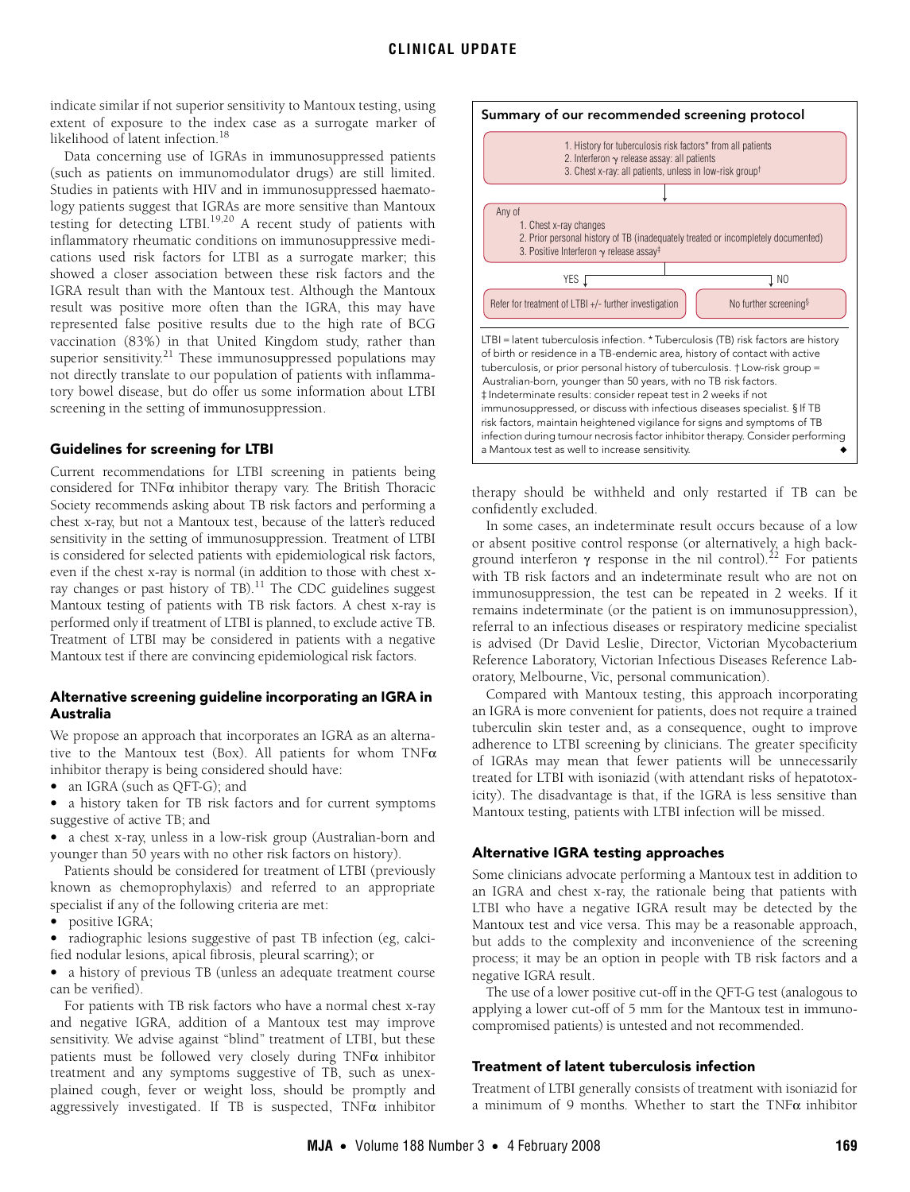indicate similar if not superior sensitivity to Mantoux testing, using extent of exposure to the index case as a surrogate marker of likelihood of latent infection.[18]

Data concerning use of IGRAs in immunosuppressed patients (such as patients on immunomodulator drugs) are still limited. Studies in patients with HIV and in immunosuppressed haematology patients suggest that IGRAs are more sensitive than Mantoux testing for detecting LTBI.[19,20] A recent study of patients with inflammatory rheumatic conditions on immunosuppressive medications used risk factors for LTBI as a surrogate marker; this showed a closer association between these risk factors and the IGRA result than with the Mantoux test. Although the Mantoux result was positive more often than the IGRA, this may have represented false positive results due to the high rate of BCG vaccination (83%) in that United Kingdom study, rather than superior sensitivity.[21] These immunosuppressed populations may not directly translate to our population of patients with inflammatory bowel disease, but do offer us some information about LTBI screening in the setting of immunosuppression.

## Guidelines for screening for LTBI

Current recommendations for LTBI screening in patients being considered for TNFα inhibitor therapy vary. The British Thoracic Society recommends asking about TB risk factors and performing a chest x-ray, but not a Mantoux test, because of the latter's reduced sensitivity in the setting of immunosuppression. Treatment of LTBI is considered for selected patients with epidemiological risk factors, even if the chest x-ray is normal (in addition to those with chest x-ray changes or past history of TB).[11] The CDC guidelines suggest Mantoux testing of patients with TB risk factors. A chest x-ray is performed only if treatment of LTBI is planned, to exclude active TB. Treatment of LTBI may be considered in patients with a negative Mantoux test if there are convincing epidemiological risk factors.

## Alternative screening guideline incorporating an IGRA in Australia

We propose an approach that incorporates an IGRA as an alternative to the Mantoux test (Box). All patients for whom TNFα inhibitor therapy is being considered should have:

- an IGRA (such as QFT-G); and
- a history taken for TB risk factors and for current symptoms suggestive of active TB; and
- a chest x-ray, unless in a low-risk group (Australian-born and younger than 50 years with no other risk factors on history).

Patients should be considered for treatment of LTBI (previously known as chemoprophylaxis) and referred to an appropriate specialist if any of the following criteria are met:

- positive IGRA;
- radiographic lesions suggestive of past TB infection (eg, calcified nodular lesions, apical fibrosis, pleural scarring); or
- a history of previous TB (unless an adequate treatment course can be verified).

For patients with TB risk factors who have a normal chest x-ray and negative IGRA, addition of a Mantoux test may improve sensitivity. We advise against "blind" treatment of LTBI, but these patients must be followed very closely during TNFα inhibitor treatment and any symptoms suggestive of TB, such as unexplained cough, fever or weight loss, should be promptly and aggressively investigated. If TB is suspected, TNFα inhibitor therapy should be withheld and only restarted if TB can be confidently excluded.

In some cases, an indeterminate result occurs because of a low or absent positive control response (or alternatively, a high background interferon γ response in the nil control).[22] For patients with TB risk factors and an indeterminate result who are not on immunosuppression, the test can be repeated in 2 weeks. If it remains indeterminate (or the patient is on immunosuppression), referral to an infectious diseases or respiratory medicine specialist is advised (Dr David Leslie, Director, Victorian Mycobacterium Reference Laboratory, Victorian Infectious Diseases Reference Laboratory, Melbourne, Vic, personal communication).

Compared with Mantoux testing, this approach incorporating an IGRA is more convenient for patients, does not require a trained tuberculin skin tester and, as a consequence, ought to improve adherence to LTBI screening by clinicians. The greater specificity of IGRAs may mean that fewer patients will be unnecessarily treated for LTBI with isoniazid (with attendant risks of hepatotoxicity). The disadvantage is that, if the IGRA is less sensitive than Mantoux testing, patients with LTBI infection will be missed.

### Summary of our recommended screening protocol

1. History for tuberculosis risk factors* from all patients
2. Interferon γ release assay: all patients
3. Chest x-ray: all patients, unless in low-risk group†

↓

Any of
1. Chest x-ray changes
2. Prior personal history of TB (inadequately treated or incompletely documented)
3. Positive Interferon γ release assay‡

- YES → Refer for treatment of LTBI +/- further investigation
- NO → No further screening§

LTBI = latent tuberculosis infection. * Tuberculosis (TB) risk factors are history of birth or residence in a TB-endemic area, history of contact with active tuberculosis, or prior personal history of tuberculosis. † Low-risk group = Australian-born, younger than 50 years, with no TB risk factors. ‡ Indeterminate results: consider repeat test in 2 weeks if not immunosuppressed, or discuss with infectious diseases specialist. § If TB risk factors, maintain heightened vigilance for signs and symptoms of TB infection during tumour necrosis factor inhibitor therapy. Consider performing a Mantoux test as well to increase sensitivity. ◆

## Alternative IGRA testing approaches

Some clinicians advocate performing a Mantoux test in addition to an IGRA and chest x-ray, the rationale being that patients with LTBI who have a negative IGRA result may be detected by the Mantoux test and vice versa. This may be a reasonable approach, but adds to the complexity and inconvenience of the screening process; it may be an option in people with TB risk factors and a negative IGRA result.

The use of a lower positive cut-off in the QFT-G test (analogous to applying a lower cut-off of 5 mm for the Mantoux test in immunocompromised patients) is untested and not recommended.

## Treatment of latent tuberculosis infection

Treatment of LTBI generally consists of treatment with isoniazid for a minimum of 9 months. Whether to start the TNFα inhibitor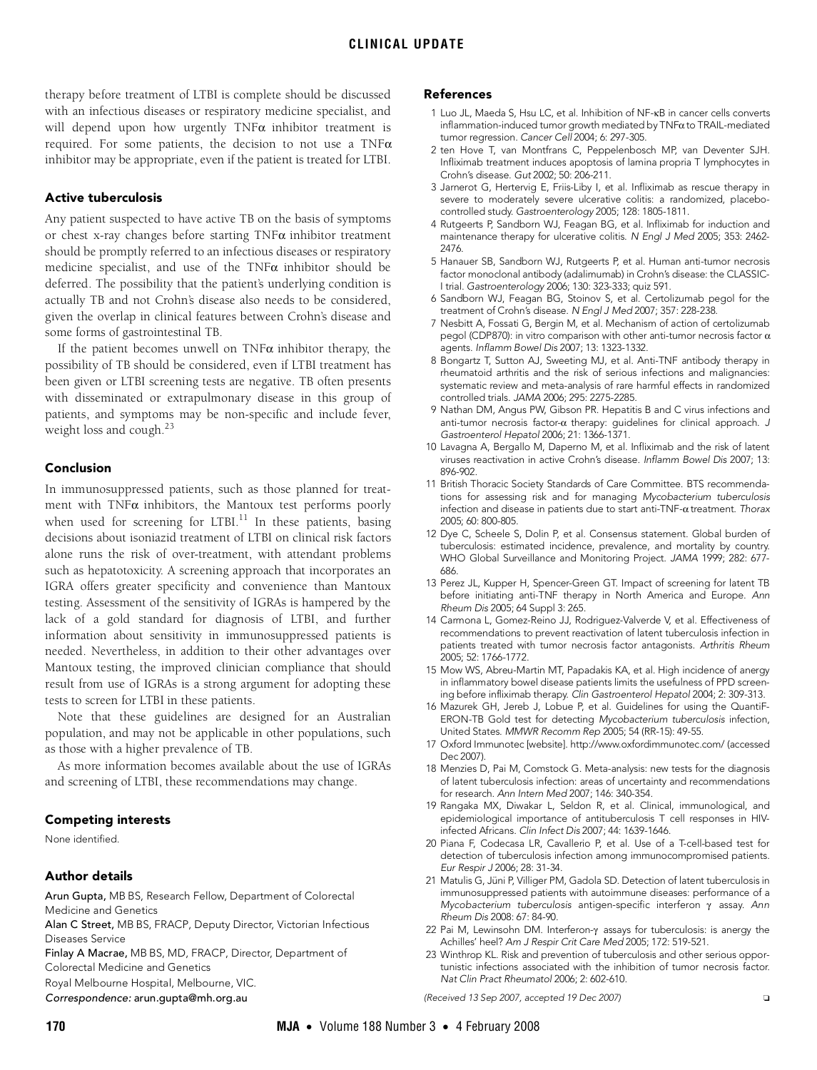therapy before treatment of LTBI is complete should be discussed with an infectious diseases or respiratory medicine specialist, and will depend upon how urgently TNFα inhibitor treatment is required. For some patients, the decision to not use a TNFα inhibitor may be appropriate, even if the patient is treated for LTBI.

### Active tuberculosis

Any patient suspected to have active TB on the basis of symptoms or chest x-ray changes before starting TNFα inhibitor treatment should be promptly referred to an infectious diseases or respiratory medicine specialist, and use of the TNFα inhibitor should be deferred. The possibility that the patient's underlying condition is actually TB and not Crohn's disease also needs to be considered, given the overlap in clinical features between Crohn's disease and some forms of gastrointestinal TB.

If the patient becomes unwell on TNFα inhibitor therapy, the possibility of TB should be considered, even if LTBI treatment has been given or LTBI screening tests are negative. TB often presents with disseminated or extrapulmonary disease in this group of patients, and symptoms may be non-specific and include fever, weight loss and cough.[23]

### Conclusion

In immunosuppressed patients, such as those planned for treatment with TNFα inhibitors, the Mantoux test performs poorly when used for screening for LTBI.[11] In these patients, basing decisions about isoniazid treatment of LTBI on clinical risk factors alone runs the risk of over-treatment, with attendant problems such as hepatotoxicity. A screening approach that incorporates an IGRA offers greater specificity and convenience than Mantoux testing. Assessment of the sensitivity of IGRAs is hampered by the lack of a gold standard for diagnosis of LTBI, and further information about sensitivity in immunosuppressed patients is needed. Nevertheless, in addition to their other advantages over Mantoux testing, the improved clinician compliance that should result from use of IGRAs is a strong argument for adopting these tests to screen for LTBI in these patients.

Note that these guidelines are designed for an Australian population, and may not be applicable in other populations, such as those with a higher prevalence of TB.

As more information becomes available about the use of IGRAs and screening of LTBI, these recommendations may change.

### Competing interests

None identified.

### Author details

**Arun Gupta**, MB BS, Research Fellow, Department of Colorectal Medicine and Genetics
**Alan C Street**, MB BS, FRACP, Deputy Director, Victorian Infectious Diseases Service
**Finlay A Macrae**, MB BS, MD, FRACP, Director, Department of Colorectal Medicine and Genetics
Royal Melbourne Hospital, Melbourne, VIC.
*Correspondence:* arun.gupta@mh.org.au

### References

1. Luo JL, Maeda S, Hsu LC, et al. Inhibition of NF-κB in cancer cells converts inflammation-induced tumor growth mediated by TNFα to TRAIL-mediated tumor regression. *Cancer Cell* 2004; 6: 297-305.
2. ten Hove T, van Montfrans C, Peppelenbosch MP, van Deventer SJH. Infliximab treatment induces apoptosis of lamina propria T lymphocytes in Crohn's disease. *Gut* 2002; 50: 206-211.
3. Jarnerot G, Hertervig E, Friis-Liby I, et al. Infliximab as rescue therapy in severe to moderately severe ulcerative colitis: a randomized, placebo-controlled study. *Gastroenterology* 2005; 128: 1805-1811.
4. Rutgeerts P, Sandborn WJ, Feagan BG, et al. Infliximab for induction and maintenance therapy for ulcerative colitis. *N Engl J Med* 2005; 353: 2462-2476.
5. Hanauer SB, Sandborn WJ, Rutgeerts P, et al. Human anti-tumor necrosis factor monoclonal antibody (adalimumab) in Crohn's disease: the CLASSIC-I trial. *Gastroenterology* 2006; 130: 323-333; quiz 591.
6. Sandborn WJ, Feagan BG, Stoinov S, et al. Certolizumab pegol for the treatment of Crohn's disease. *N Engl J Med* 2007; 357: 228-238.
7. Nesbitt A, Fossati G, Bergin M, et al. Mechanism of action of certolizumab pegol (CDP870): in vitro comparison with other anti-tumor necrosis factor α agents. *Inflamm Bowel Dis* 2007; 13: 1323-1332.
8. Bongartz T, Sutton AJ, Sweeting MJ, et al. Anti-TNF antibody therapy in rheumatoid arthritis and the risk of serious infections and malignancies: systematic review and meta-analysis of rare harmful effects in randomized controlled trials. *JAMA* 2006; 295: 2275-2285.
9. Nathan DM, Angus PW, Gibson PR. Hepatitis B and C virus infections and anti-tumor necrosis factor-α therapy: guidelines for clinical approach. *J Gastroenterol Hepatol* 2006; 21: 1366-1371.
10. Lavagna A, Bergallo M, Daperno M, et al. Infliximab and the risk of latent viruses reactivation in active Crohn's disease. *Inflamm Bowel Dis* 2007; 13: 896-902.
11. British Thoracic Society Standards of Care Committee. BTS recommendations for assessing risk and for managing *Mycobacterium tuberculosis* infection and disease in patients due to start anti-TNF-α treatment. *Thorax* 2005; 60: 800-805.
12. Dye C, Scheele S, Dolin P, et al. Consensus statement. Global burden of tuberculosis: estimated incidence, prevalence, and mortality by country. WHO Global Surveillance and Monitoring Project. *JAMA* 1999; 282: 677-686.
13. Perez JL, Kupper H, Spencer-Green GT. Impact of screening for latent TB before initiating anti-TNF therapy in North America and Europe. *Ann Rheum Dis* 2005; 64 Suppl 3: 265.
14. Carmona L, Gomez-Reino JJ, Rodriguez-Valverde V, et al. Effectiveness of recommendations to prevent reactivation of latent tuberculosis infection in patients treated with tumor necrosis factor antagonists. *Arthritis Rheum* 2005; 52: 1766-1772.
15. Mow WS, Abreu-Martin MT, Papadakis KA, et al. High incidence of anergy in inflammatory bowel disease patients limits the usefulness of PPD screening before infliximab therapy. *Clin Gastroenterol Hepatol* 2004; 2: 309-313.
16. Mazurek GH, Jereb J, Lobue P, et al. Guidelines for using the QuantiFERON-TB Gold test for detecting *Mycobacterium tuberculosis* infection, United States. *MMWR Recomm Rep* 2005; 54 (RR-15): 49-55.
17. Oxford Immunotec [website]. http://www.oxfordimmunotec.com/ (accessed Dec 2007).
18. Menzies D, Pai M, Comstock G. Meta-analysis: new tests for the diagnosis of latent tuberculosis infection: areas of uncertainty and recommendations for research. *Ann Intern Med* 2007; 146: 340-354.
19. Rangaka MX, Diwakar L, Seldon R, et al. Clinical, immunological, and epidemiological importance of antituberculosis T cell responses in HIV-infected Africans. *Clin Infect Dis* 2007; 44: 1639-1646.
20. Piana F, Codecasa LR, Cavallerio P, et al. Use of a T-cell-based test for detection of tuberculosis infection among immunocompromised patients. *Eur Respir J* 2006; 28: 31-34.
21. Matulis G, Jüni P, Villiger PM, Gadola SD. Detection of latent tuberculosis in immunosuppressed patients with autoimmune diseases: performance of a *Mycobacterium tuberculosis* antigen-specific interferon γ assay. *Ann Rheum Dis* 2008: 67: 84-90.
22. Pai M, Lewinsohn DM. Interferon-γ assays for tuberculosis: is anergy the Achilles' heel? *Am J Respir Crit Care Med* 2005; 172: 519-521.
23. Winthrop KL. Risk and prevention of tuberculosis and other serious opportunistic infections associated with the inhibition of tumor necrosis factor. *Nat Clin Pract Rheumatol* 2006; 2: 602-610.

*(Received 13 Sep 2007, accepted 19 Dec 2007)*